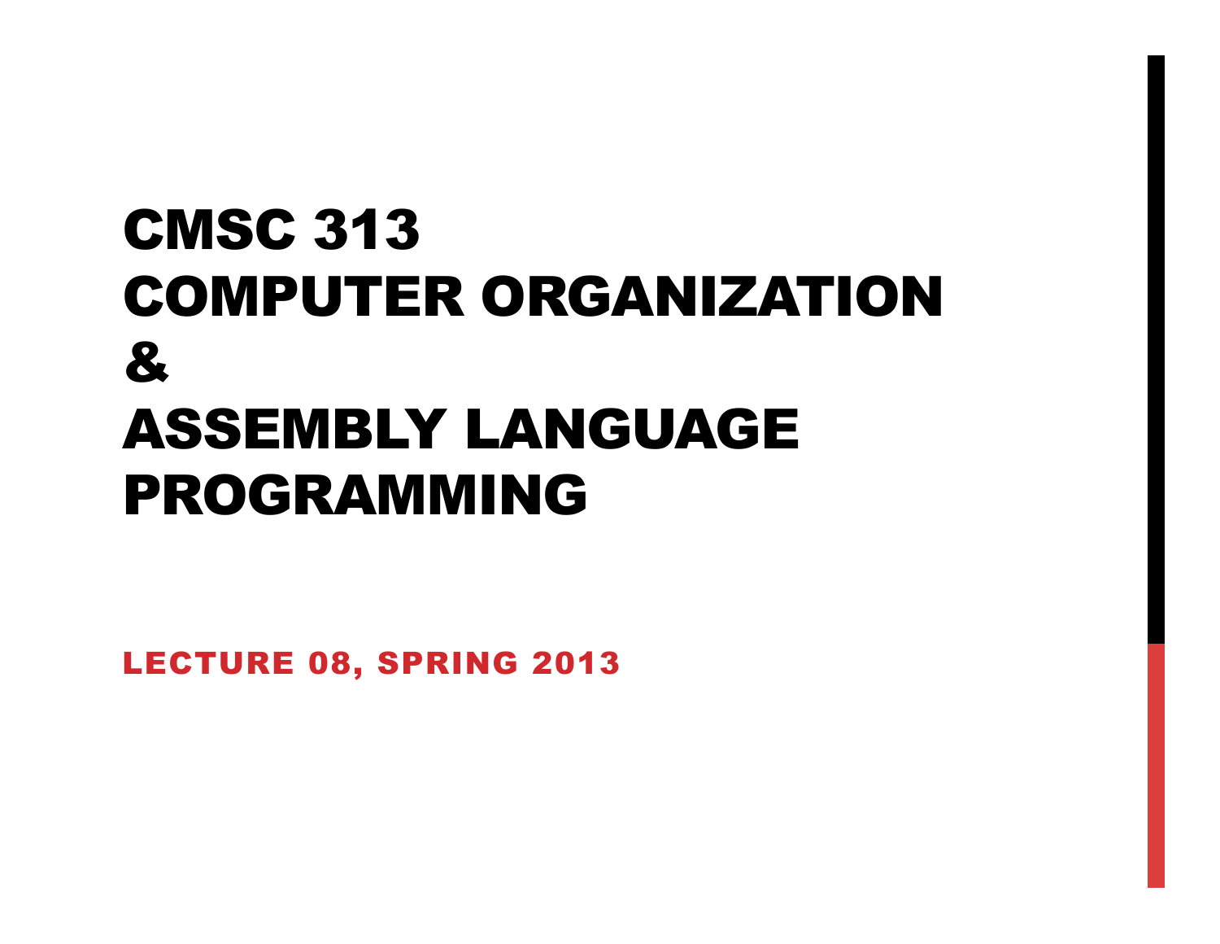# CMSC 313 COMPUTER ORGANIZATION & ASSEMBLY LANGUAGE PROGRAMMING

LECTURE 08, SPRING 2013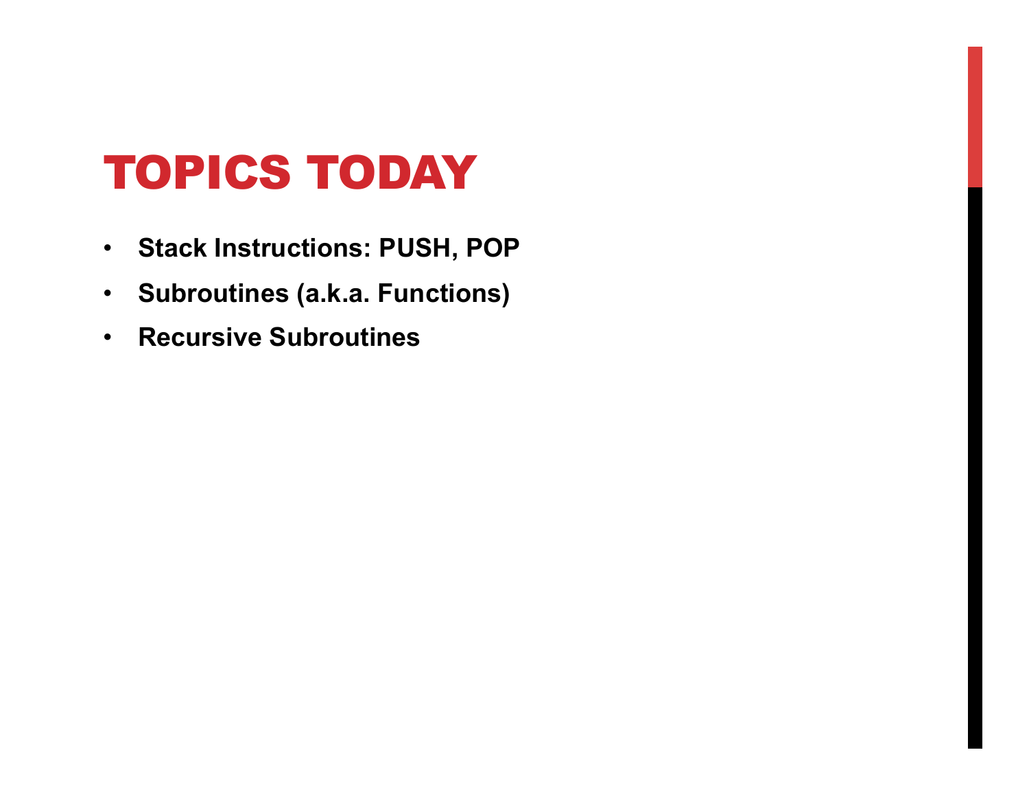# TOPICS TODAY

- **Stack Instructions: PUSH, POP**
- **Subroutines (a.k.a. Functions)**
- **Recursive Subroutines**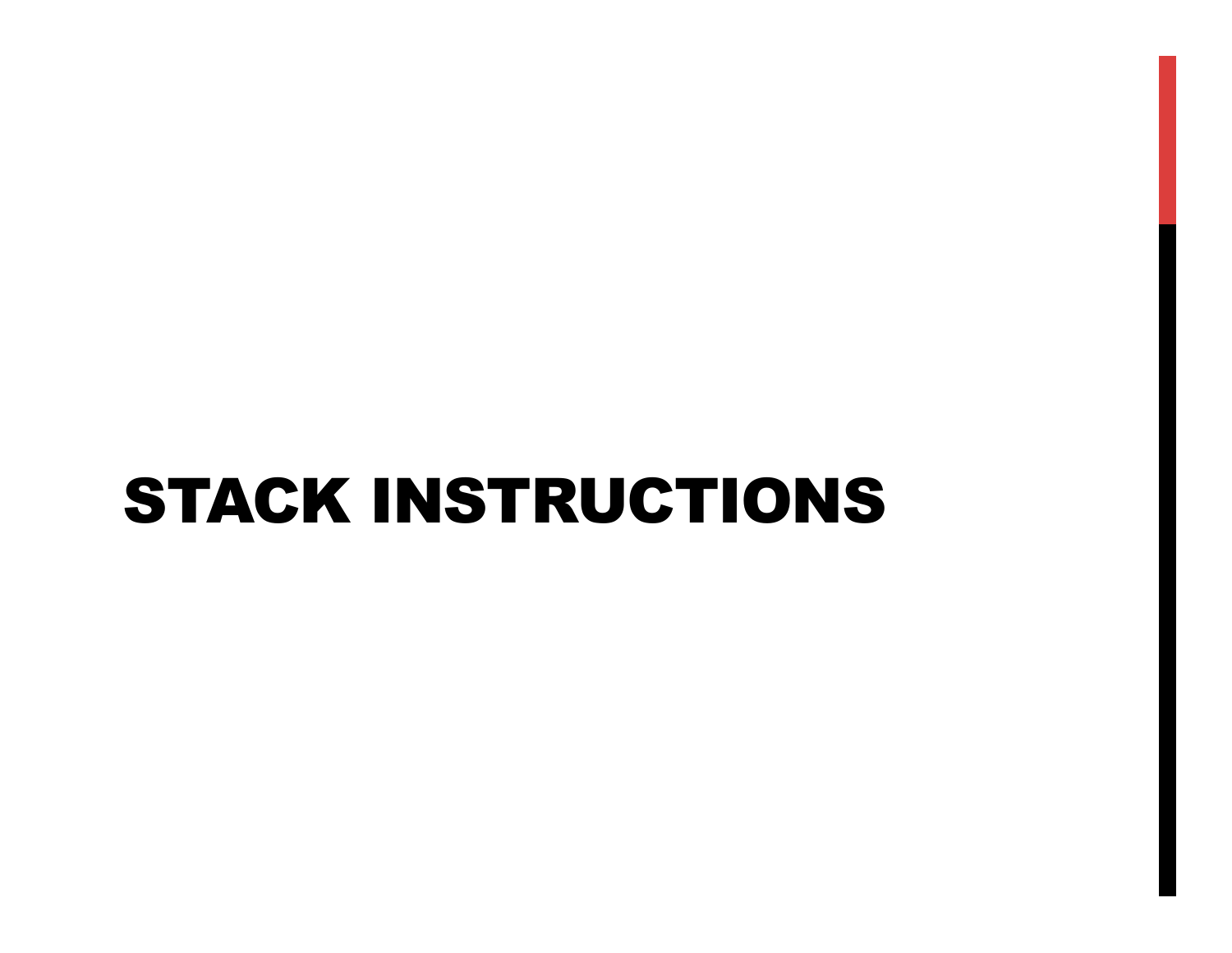# STACK INSTRUCTIONS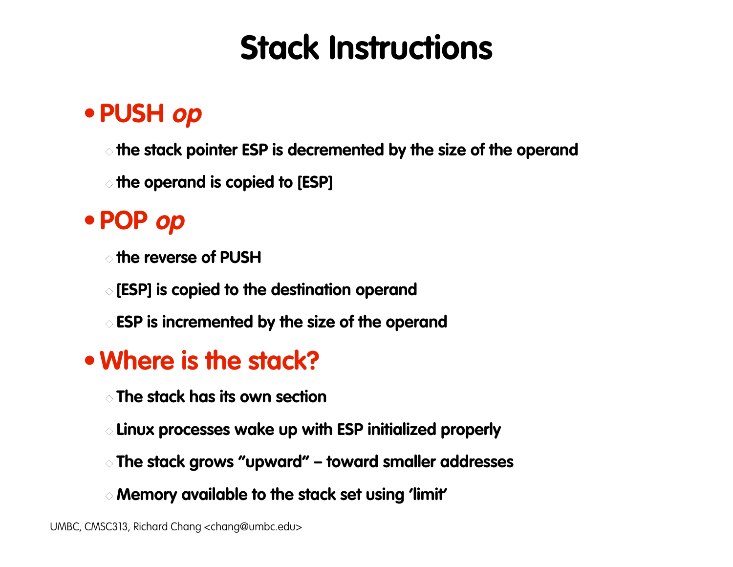# Stack Instructions

- **PUSH *op***
  - the stack pointer ESP is decremented by the size of the operand
  - the operand is copied to [ESP]
- **POP *op***
  - the reverse of PUSH
  - [ESP] is copied to the destination operand
  - ESP is incremented by the size of the operand
- **Where is the stack?**
  - The stack has its own section
  - Linux processes wake up with ESP initialized properly
  - The stack grows "upward" – toward smaller addresses
  - Memory available to the stack set using 'limit'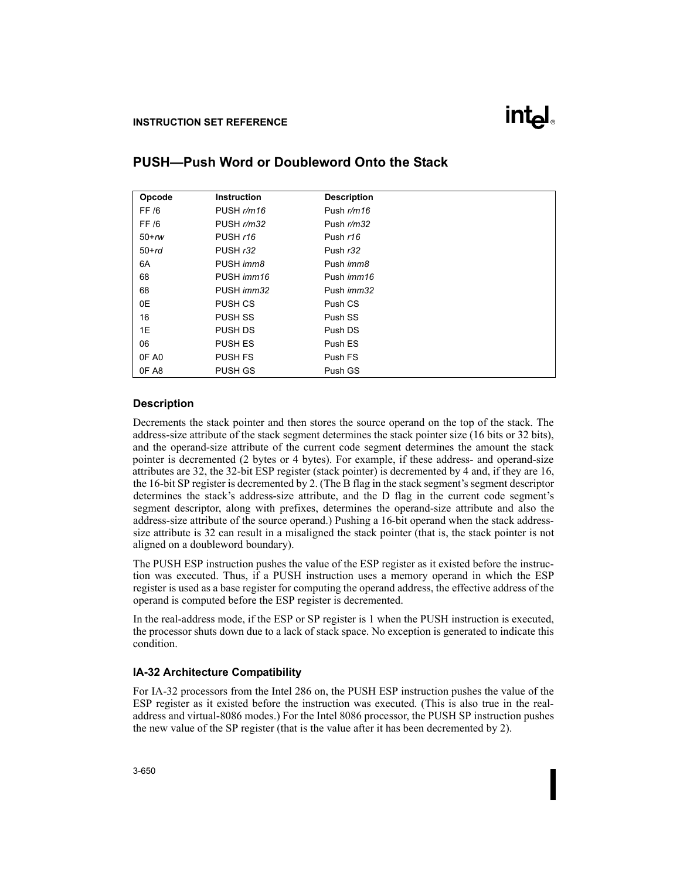# PUSH—Push Word or Doubleword Onto the Stack

| Opcode | Instruction | Description |
|---|---|---|
| FF /6 | PUSH *r/m16* | Push *r/m16* |
| FF /6 | PUSH *r/m32* | Push *r/m32* |
| 50+*rw* | PUSH *r16* | Push *r16* |
| 50+*rd* | PUSH *r32* | Push *r32* |
| 6A | PUSH *imm8* | Push *imm8* |
| 68 | PUSH *imm16* | Push *imm16* |
| 68 | PUSH *imm32* | Push *imm32* |
| 0E | PUSH CS | Push CS |
| 16 | PUSH SS | Push SS |
| 1E | PUSH DS | Push DS |
| 06 | PUSH ES | Push ES |
| 0F A0 | PUSH FS | Push FS |
| 0F A8 | PUSH GS | Push GS |

### Description

Decrements the stack pointer and then stores the source operand on the top of the stack. The address-size attribute of the stack segment determines the stack pointer size (16 bits or 32 bits), and the operand-size attribute of the current code segment determines the amount the stack pointer is decremented (2 bytes or 4 bytes). For example, if these address- and operand-size attributes are 32, the 32-bit ESP register (stack pointer) is decremented by 4 and, if they are 16, the 16-bit SP register is decremented by 2. (The B flag in the stack segment's segment descriptor determines the stack's address-size attribute, and the D flag in the current code segment's segment descriptor, along with prefixes, determines the operand-size attribute and also the address-size attribute of the source operand.) Pushing a 16-bit operand when the stack address-size attribute is 32 can result in a misaligned the stack pointer (that is, the stack pointer is not aligned on a doubleword boundary).

The PUSH ESP instruction pushes the value of the ESP register as it existed before the instruction was executed. Thus, if a PUSH instruction uses a memory operand in which the ESP register is used as a base register for computing the operand address, the effective address of the operand is computed before the ESP register is decremented.

In the real-address mode, if the ESP or SP register is 1 when the PUSH instruction is executed, the processor shuts down due to a lack of stack space. No exception is generated to indicate this condition.

### IA-32 Architecture Compatibility

For IA-32 processors from the Intel 286 on, the PUSH ESP instruction pushes the value of the ESP register as it existed before the instruction was executed. (This is also true in the real-address and virtual-8086 modes.) For the Intel 8086 processor, the PUSH SP instruction pushes the new value of the SP register (that is the value after it has been decremented by 2).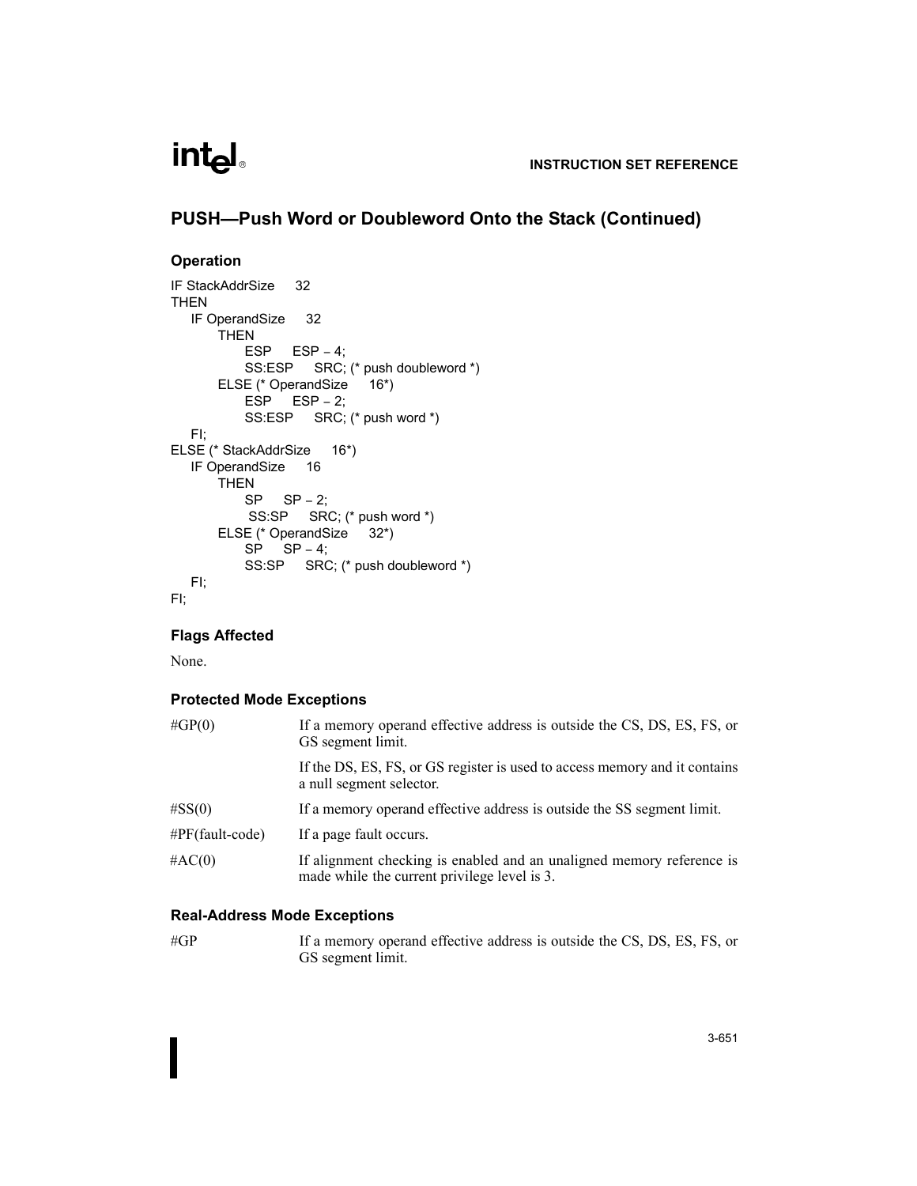## PUSH—Push Word or Doubleword Onto the Stack (Continued)

### Operation

```
IF StackAddrSize  32
THEN
    IF OperandSize  32
        THEN
            ESP  ESP − 4;
            SS:ESP  SRC; (* push doubleword *)
        ELSE (* OperandSize  16*)
            ESP  ESP − 2;
            SS:ESP  SRC; (* push word *)
    FI;
ELSE (* StackAddrSize  16*)
    IF OperandSize  16
        THEN
            SP  SP − 2;
             SS:SP  SRC; (* push word *)
        ELSE (* OperandSize  32*)
            SP  SP − 4;
            SS:SP  SRC; (* push doubleword *)
    FI;
FI;
```

### Flags Affected

None.

### Protected Mode Exceptions

| | |
|---|---|
| #GP(0) | If a memory operand effective address is outside the CS, DS, ES, FS, or GS segment limit. |
| | If the DS, ES, FS, or GS register is used to access memory and it contains a null segment selector. |
| #SS(0) | If a memory operand effective address is outside the SS segment limit. |
| #PF(fault-code) | If a page fault occurs. |
| #AC(0) | If alignment checking is enabled and an unaligned memory reference is made while the current privilege level is 3. |

### Real-Address Mode Exceptions

| | |
|---|---|
| #GP | If a memory operand effective address is outside the CS, DS, ES, FS, or GS segment limit. |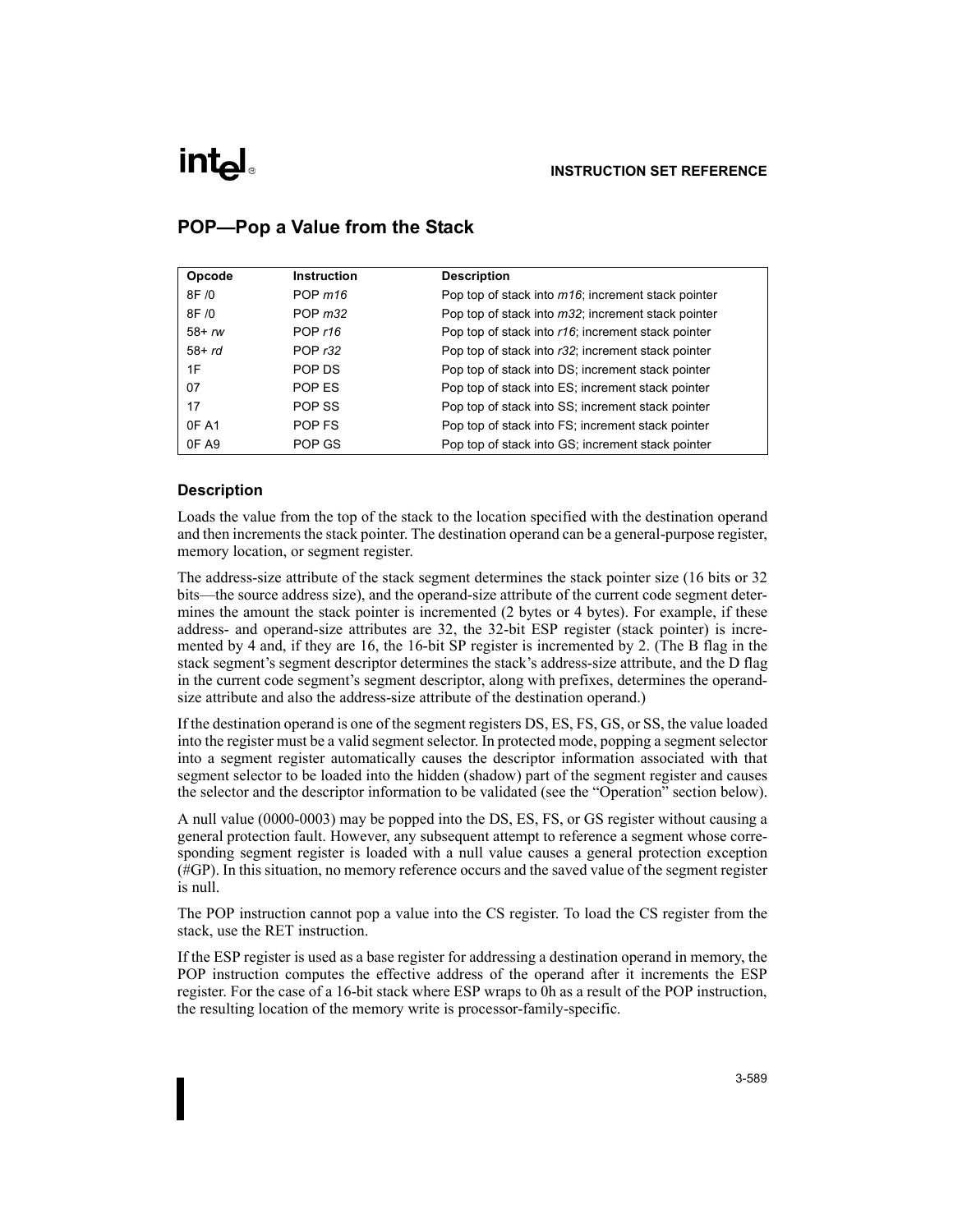## POP—Pop a Value from the Stack

| Opcode | Instruction | Description |
|---|---|---|
| 8F /0 | POP *m16* | Pop top of stack into *m16*; increment stack pointer |
| 8F /0 | POP *m32* | Pop top of stack into *m32*; increment stack pointer |
| 58+ *rw* | POP *r16* | Pop top of stack into *r16*; increment stack pointer |
| 58+ *rd* | POP *r32* | Pop top of stack into *r32*; increment stack pointer |
| 1F | POP DS | Pop top of stack into DS; increment stack pointer |
| 07 | POP ES | Pop top of stack into ES; increment stack pointer |
| 17 | POP SS | Pop top of stack into SS; increment stack pointer |
| 0F A1 | POP FS | Pop top of stack into FS; increment stack pointer |
| 0F A9 | POP GS | Pop top of stack into GS; increment stack pointer |

### Description

Loads the value from the top of the stack to the location specified with the destination operand and then increments the stack pointer. The destination operand can be a general-purpose register, memory location, or segment register.

The address-size attribute of the stack segment determines the stack pointer size (16 bits or 32 bits—the source address size), and the operand-size attribute of the current code segment determines the amount the stack pointer is incremented (2 bytes or 4 bytes). For example, if these address- and operand-size attributes are 32, the 32-bit ESP register (stack pointer) is incremented by 4 and, if they are 16, the 16-bit SP register is incremented by 2. (The B flag in the stack segment's segment descriptor determines the stack's address-size attribute, and the D flag in the current code segment's segment descriptor, along with prefixes, determines the operand-size attribute and also the address-size attribute of the destination operand.)

If the destination operand is one of the segment registers DS, ES, FS, GS, or SS, the value loaded into the register must be a valid segment selector. In protected mode, popping a segment selector into a segment register automatically causes the descriptor information associated with that segment selector to be loaded into the hidden (shadow) part of the segment register and causes the selector and the descriptor information to be validated (see the "Operation" section below).

A null value (0000-0003) may be popped into the DS, ES, FS, or GS register without causing a general protection fault. However, any subsequent attempt to reference a segment whose corresponding segment register is loaded with a null value causes a general protection exception (#GP). In this situation, no memory reference occurs and the saved value of the segment register is null.

The POP instruction cannot pop a value into the CS register. To load the CS register from the stack, use the RET instruction.

If the ESP register is used as a base register for addressing a destination operand in memory, the POP instruction computes the effective address of the operand after it increments the ESP register. For the case of a 16-bit stack where ESP wraps to 0h as a result of the POP instruction, the resulting location of the memory write is processor-family-specific.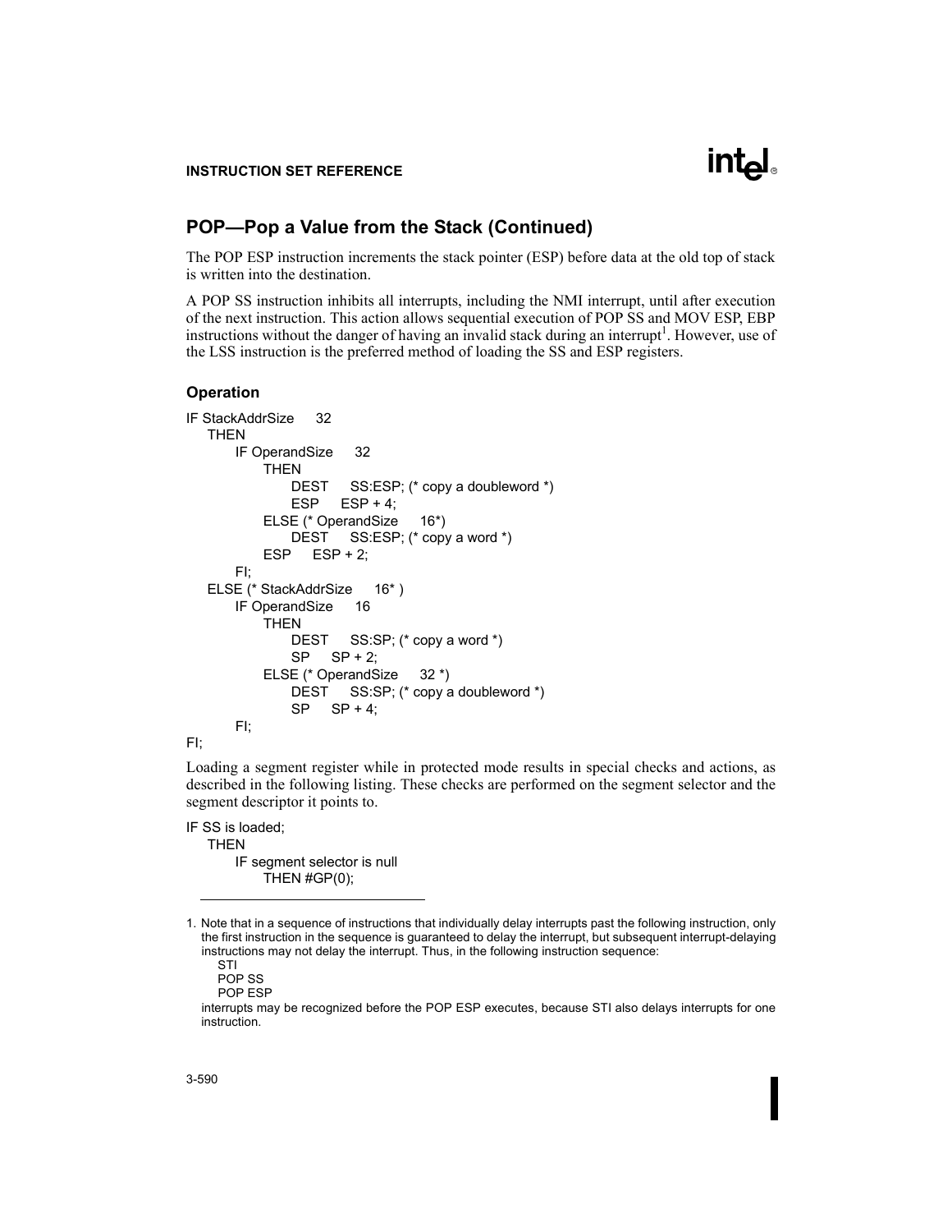## POP—Pop a Value from the Stack (Continued)

The POP ESP instruction increments the stack pointer (ESP) before data at the old top of stack is written into the destination.

A POP SS instruction inhibits all interrupts, including the NMI interrupt, until after execution of the next instruction. This action allows sequential execution of POP SS and MOV ESP, EBP instructions without the danger of having an invalid stack during an interrupt[1]. However, use of the LSS instruction is the preferred method of loading the SS and ESP registers.

### Operation

```
IF StackAddrSize    32
   THEN
      IF OperandSize    32
         THEN
            DEST    SS:ESP; (* copy a doubleword *)
            ESP    ESP + 4;
         ELSE (* OperandSize    16*)
            DEST    SS:ESP; (* copy a word *)
         ESP    ESP + 2;
      FI;
   ELSE (* StackAddrSize    16* )
      IF OperandSize    16
         THEN
            DEST    SS:SP; (* copy a word *)
            SP    SP + 2;
         ELSE (* OperandSize    32 *)
            DEST    SS:SP; (* copy a doubleword *)
            SP    SP + 4;
      FI;
FI;
```

Loading a segment register while in protected mode results in special checks and actions, as described in the following listing. These checks are performed on the segment selector and the segment descriptor it points to.

```
IF SS is loaded;
   THEN
      IF segment selector is null
         THEN #GP(0);
```

1. Note that in a sequence of instructions that individually delay interrupts past the following instruction, only the first instruction in the sequence is guaranteed to delay the interrupt, but subsequent interrupt-delaying instructions may not delay the interrupt. Thus, in the following instruction sequence:

```
STI
POP SS
POP ESP
```

interrupts may be recognized before the POP ESP executes, because STI also delays interrupts for one instruction.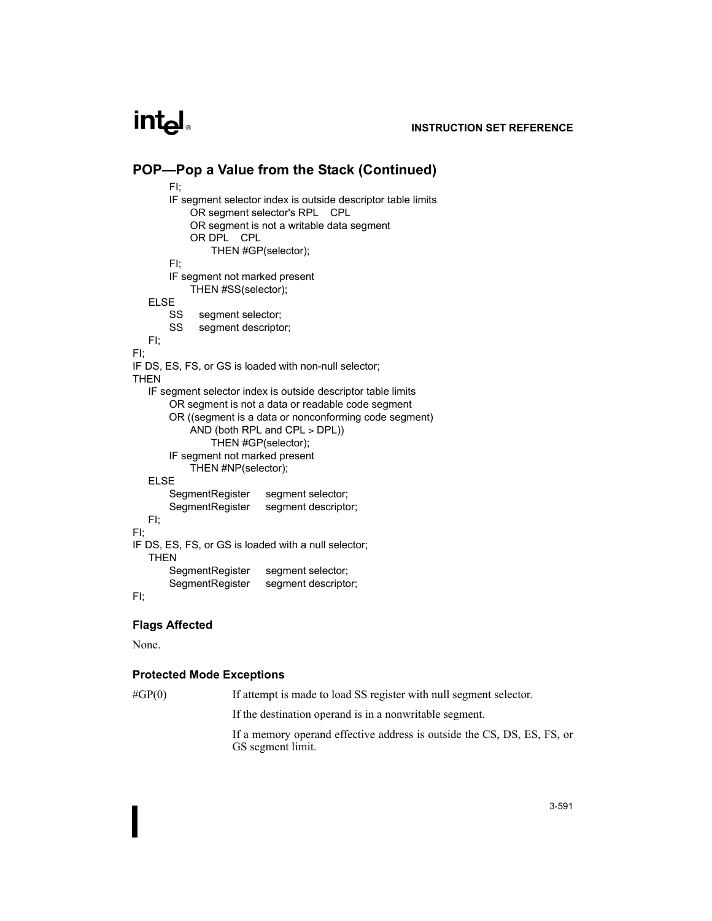## POP—Pop a Value from the Stack (Continued)

```
        FI;
        IF segment selector index is outside descriptor table limits
            OR segment selector's RPL ≠ CPL
            OR segment is not a writable data segment
            OR DPL ≠ CPL
                THEN #GP(selector);
        FI;
        IF segment not marked present
            THEN #SS(selector);
    ELSE
        SS ← segment selector;
        SS ← segment descriptor;
    FI;
FI;
IF DS, ES, FS, or GS is loaded with non-null selector;
THEN
    IF segment selector index is outside descriptor table limits
        OR segment is not a data or readable code segment
        OR ((segment is a data or nonconforming code segment)
            AND (both RPL and CPL > DPL))
                THEN #GP(selector);
        IF segment not marked present
            THEN #NP(selector);
    ELSE
        SegmentRegister ← segment selector;
        SegmentRegister ← segment descriptor;
    FI;
FI;
IF DS, ES, FS, or GS is loaded with a null selector;
    THEN
        SegmentRegister ← segment selector;
        SegmentRegister ← segment descriptor;
FI;
```

### Flags Affected

None.

### Protected Mode Exceptions

#GP(0) If attempt is made to load SS register with null segment selector.

If the destination operand is in a nonwritable segment.

If a memory operand effective address is outside the CS, DS, ES, FS, or GS segment limit.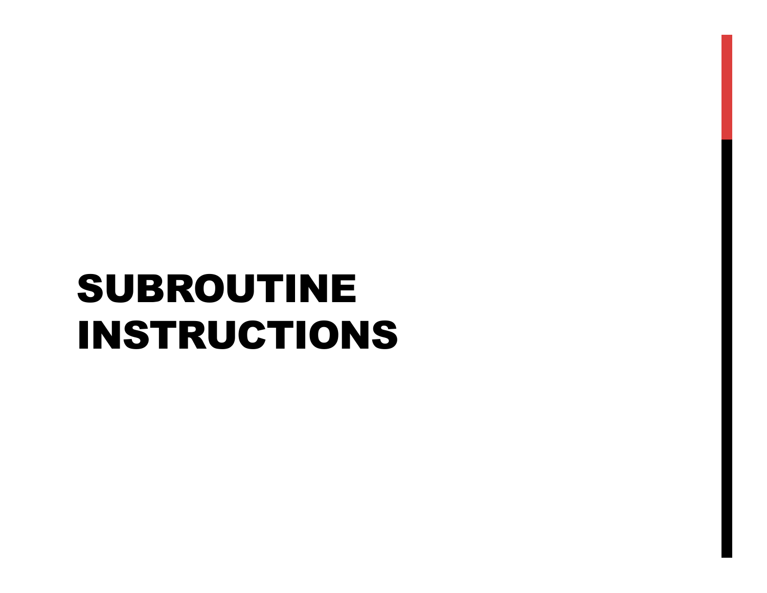# SUBROUTINE INSTRUCTIONS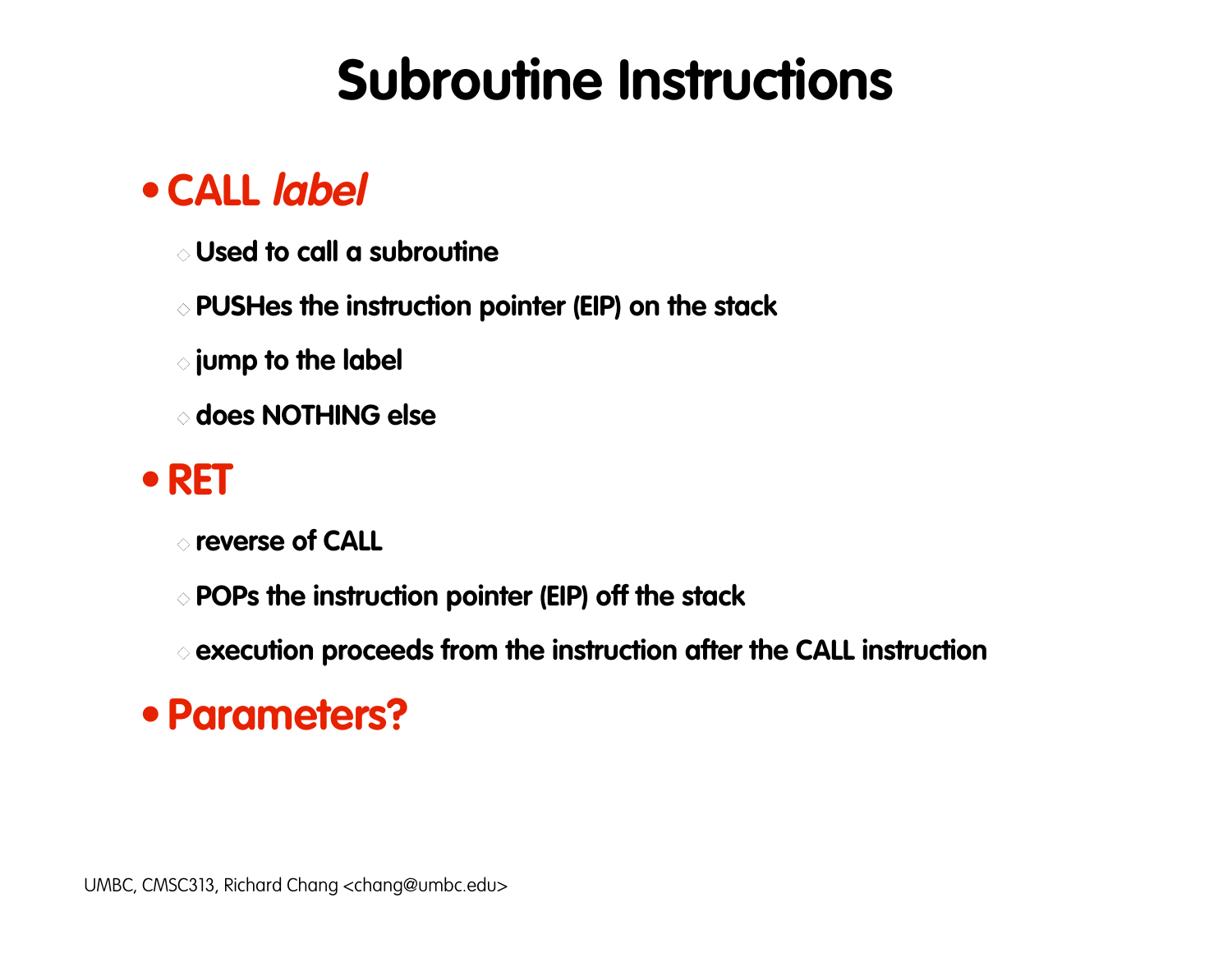# Subroutine Instructions

- **CALL *label***
  - Used to call a subroutine
  - PUSHes the instruction pointer (EIP) on the stack
  - jump to the label
  - does NOTHING else
- **RET**
  - reverse of CALL
  - POPs the instruction pointer (EIP) off the stack
  - execution proceeds from the instruction after the CALL instruction
- **Parameters?**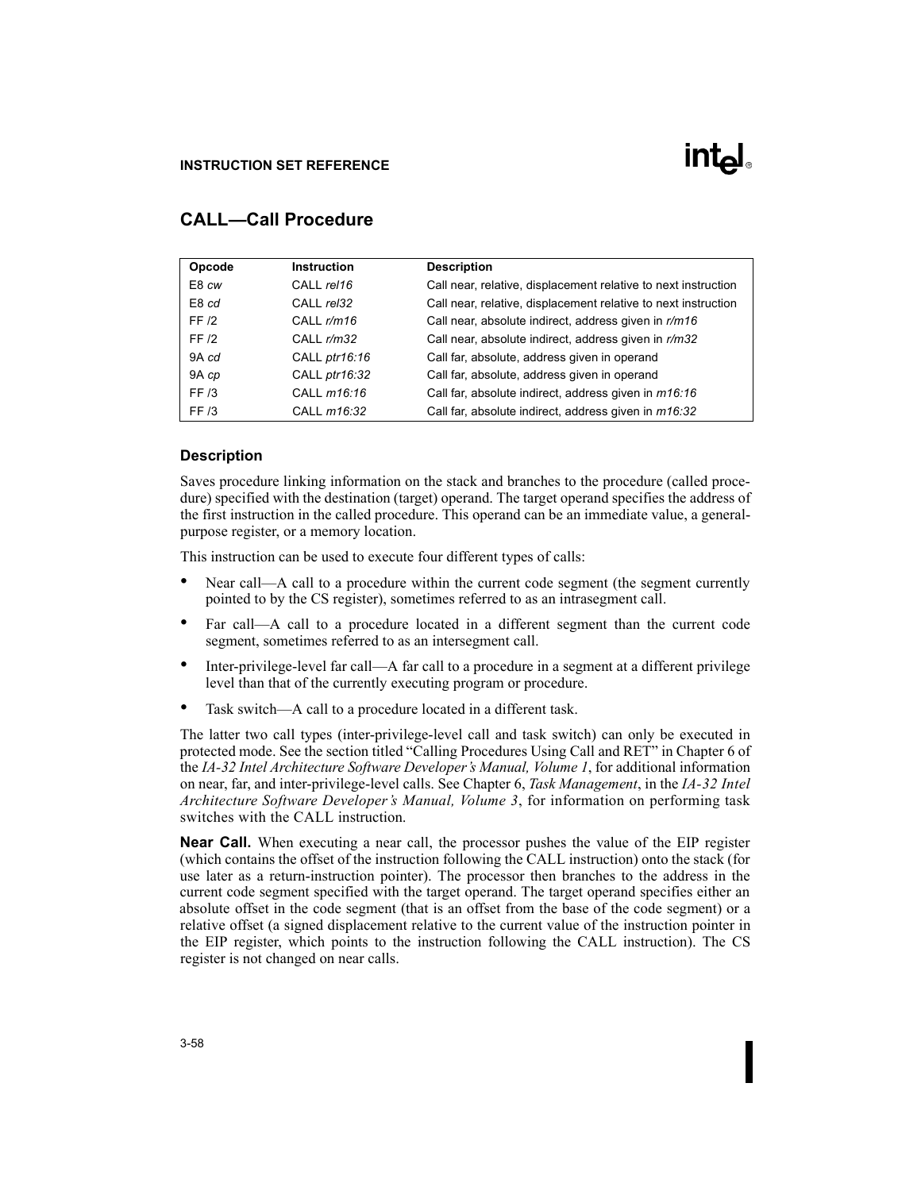## CALL—Call Procedure

| Opcode | Instruction | Description |
|---|---|---|
| E8 *cw* | CALL *rel16* | Call near, relative, displacement relative to next instruction |
| E8 *cd* | CALL *rel32* | Call near, relative, displacement relative to next instruction |
| FF /2 | CALL *r/m16* | Call near, absolute indirect, address given in *r/m16* |
| FF /2 | CALL *r/m32* | Call near, absolute indirect, address given in *r/m32* |
| 9A *cd* | CALL *ptr16:16* | Call far, absolute, address given in operand |
| 9A *cp* | CALL *ptr16:32* | Call far, absolute, address given in operand |
| FF /3 | CALL *m16:16* | Call far, absolute indirect, address given in *m16:16* |
| FF /3 | CALL *m16:32* | Call far, absolute indirect, address given in *m16:32* |

### Description

Saves procedure linking information on the stack and branches to the procedure (called procedure) specified with the destination (target) operand. The target operand specifies the address of the first instruction in the called procedure. This operand can be an immediate value, a general-purpose register, or a memory location.

This instruction can be used to execute four different types of calls:

- Near call—A call to a procedure within the current code segment (the segment currently pointed to by the CS register), sometimes referred to as an intrasegment call.
- Far call—A call to a procedure located in a different segment than the current code segment, sometimes referred to as an intersegment call.
- Inter-privilege-level far call—A far call to a procedure in a segment at a different privilege level than that of the currently executing program or procedure.
- Task switch—A call to a procedure located in a different task.

The latter two call types (inter-privilege-level call and task switch) can only be executed in protected mode. See the section titled "Calling Procedures Using Call and RET" in Chapter 6 of the *IA-32 Intel Architecture Software Developer's Manual, Volume 1*, for additional information on near, far, and inter-privilege-level calls. See Chapter 6, *Task Management*, in the *IA-32 Intel Architecture Software Developer's Manual, Volume 3*, for information on performing task switches with the CALL instruction.

**Near Call.** When executing a near call, the processor pushes the value of the EIP register (which contains the offset of the instruction following the CALL instruction) onto the stack (for use later as a return-instruction pointer). The processor then branches to the address in the current code segment specified with the target operand. The target operand specifies either an absolute offset in the code segment (that is an offset from the base of the code segment) or a relative offset (a signed displacement relative to the current value of the instruction pointer in the EIP register, which points to the instruction following the CALL instruction). The CS register is not changed on near calls.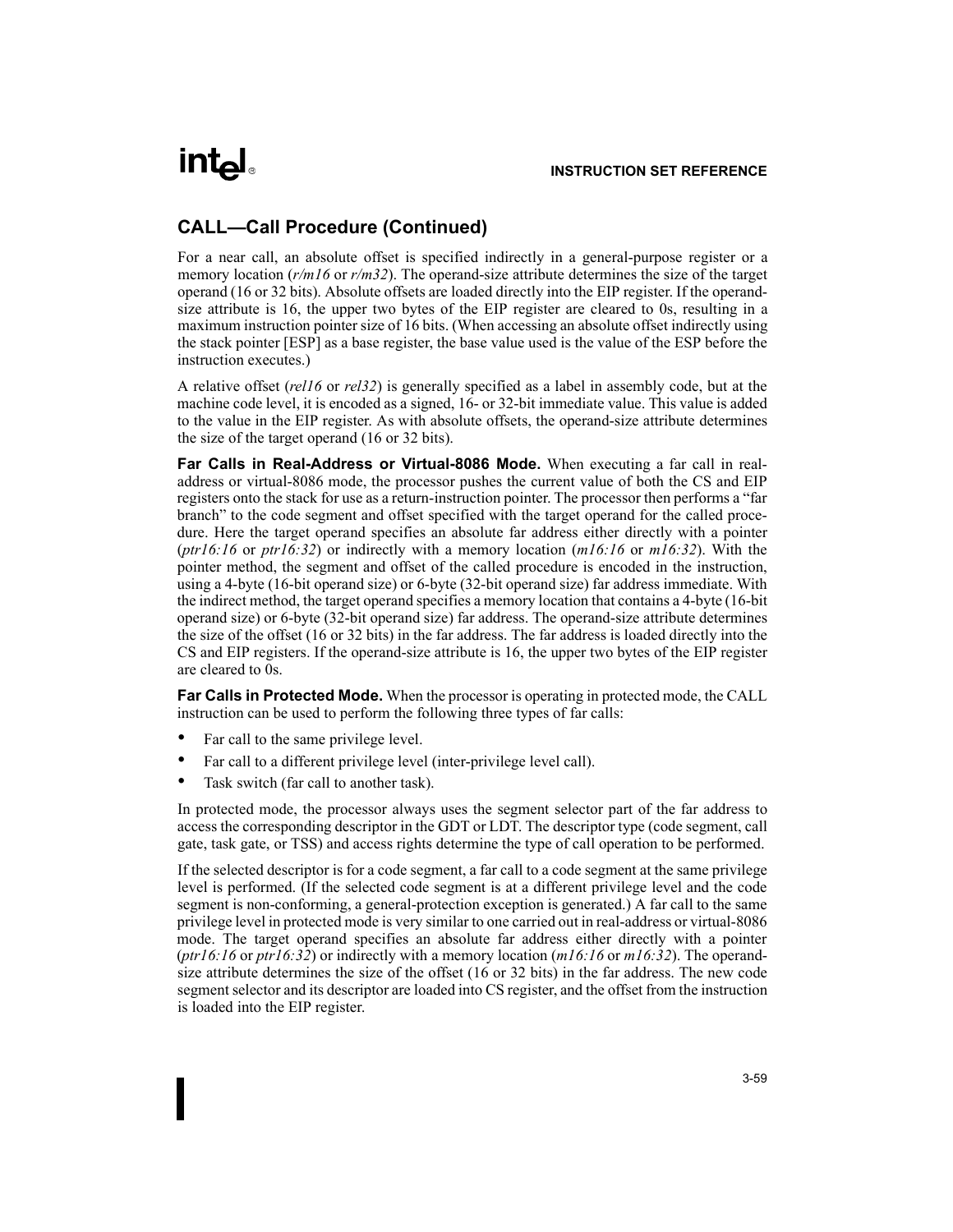## CALL—Call Procedure (Continued)

For a near call, an absolute offset is specified indirectly in a general-purpose register or a memory location (*r/m16* or *r/m32*). The operand-size attribute determines the size of the target operand (16 or 32 bits). Absolute offsets are loaded directly into the EIP register. If the operand-size attribute is 16, the upper two bytes of the EIP register are cleared to 0s, resulting in a maximum instruction pointer size of 16 bits. (When accessing an absolute offset indirectly using the stack pointer [ESP] as a base register, the base value used is the value of the ESP before the instruction executes.)

A relative offset (*rel16* or *rel32*) is generally specified as a label in assembly code, but at the machine code level, it is encoded as a signed, 16- or 32-bit immediate value. This value is added to the value in the EIP register. As with absolute offsets, the operand-size attribute determines the size of the target operand (16 or 32 bits).

**Far Calls in Real-Address or Virtual-8086 Mode.** When executing a far call in real-address or virtual-8086 mode, the processor pushes the current value of both the CS and EIP registers onto the stack for use as a return-instruction pointer. The processor then performs a "far branch" to the code segment and offset specified with the target operand for the called procedure. Here the target operand specifies an absolute far address either directly with a pointer (*ptr16:16* or *ptr16:32*) or indirectly with a memory location (*m16:16* or *m16:32*). With the pointer method, the segment and offset of the called procedure is encoded in the instruction, using a 4-byte (16-bit operand size) or 6-byte (32-bit operand size) far address immediate. With the indirect method, the target operand specifies a memory location that contains a 4-byte (16-bit operand size) or 6-byte (32-bit operand size) far address. The operand-size attribute determines the size of the offset (16 or 32 bits) in the far address. The far address is loaded directly into the CS and EIP registers. If the operand-size attribute is 16, the upper two bytes of the EIP register are cleared to 0s.

**Far Calls in Protected Mode.** When the processor is operating in protected mode, the CALL instruction can be used to perform the following three types of far calls:

- Far call to the same privilege level.
- Far call to a different privilege level (inter-privilege level call).
- Task switch (far call to another task).

In protected mode, the processor always uses the segment selector part of the far address to access the corresponding descriptor in the GDT or LDT. The descriptor type (code segment, call gate, task gate, or TSS) and access rights determine the type of call operation to be performed.

If the selected descriptor is for a code segment, a far call to a code segment at the same privilege level is performed. (If the selected code segment is at a different privilege level and the code segment is non-conforming, a general-protection exception is generated.) A far call to the same privilege level in protected mode is very similar to one carried out in real-address or virtual-8086 mode. The target operand specifies an absolute far address either directly with a pointer (*ptr16:16* or *ptr16:32*) or indirectly with a memory location (*m16:16* or *m16:32*). The operand-size attribute determines the size of the offset (16 or 32 bits) in the far address. The new code segment selector and its descriptor are loaded into CS register, and the offset from the instruction is loaded into the EIP register.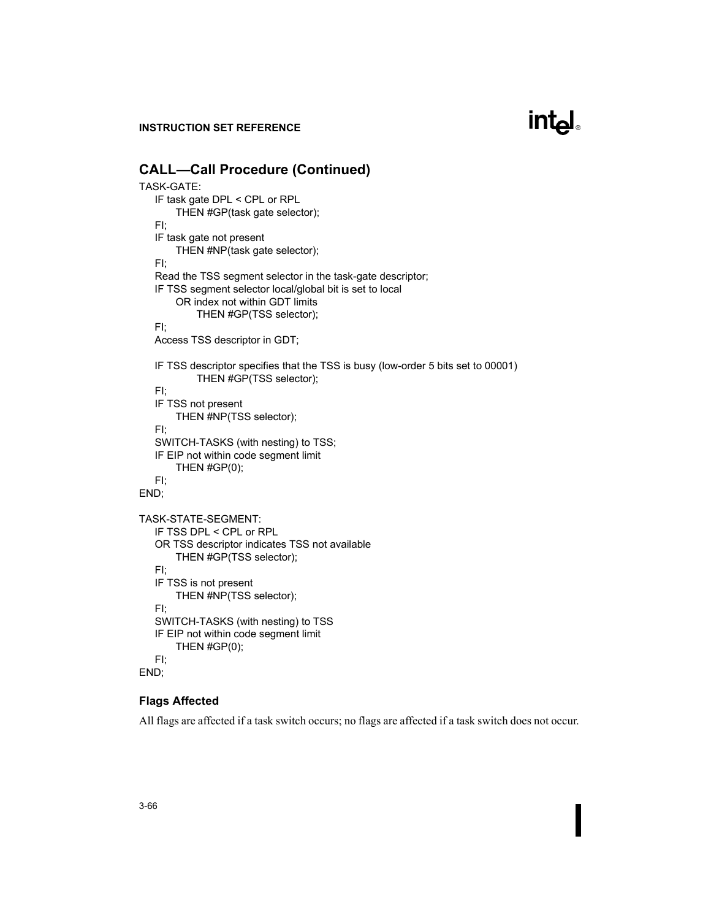## CALL—Call Procedure (Continued)

```
TASK-GATE:
    IF task gate DPL < CPL or RPL
        THEN #GP(task gate selector);
    FI;
    IF task gate not present
        THEN #NP(task gate selector);
    FI;
    Read the TSS segment selector in the task-gate descriptor;
    IF TSS segment selector local/global bit is set to local
        OR index not within GDT limits
            THEN #GP(TSS selector);
    FI;
    Access TSS descriptor in GDT;

    IF TSS descriptor specifies that the TSS is busy (low-order 5 bits set to 00001)
            THEN #GP(TSS selector);
    FI;
    IF TSS not present
        THEN #NP(TSS selector);
    FI;
    SWITCH-TASKS (with nesting) to TSS;
    IF EIP not within code segment limit
        THEN #GP(0);
    FI;
END;

TASK-STATE-SEGMENT:
    IF TSS DPL < CPL or RPL
    OR TSS descriptor indicates TSS not available
        THEN #GP(TSS selector);
    FI;
    IF TSS is not present
        THEN #NP(TSS selector);
    FI;
    SWITCH-TASKS (with nesting) to TSS
    IF EIP not within code segment limit
        THEN #GP(0);
    FI;
END;
```

### Flags Affected

All flags are affected if a task switch occurs; no flags are affected if a task switch does not occur.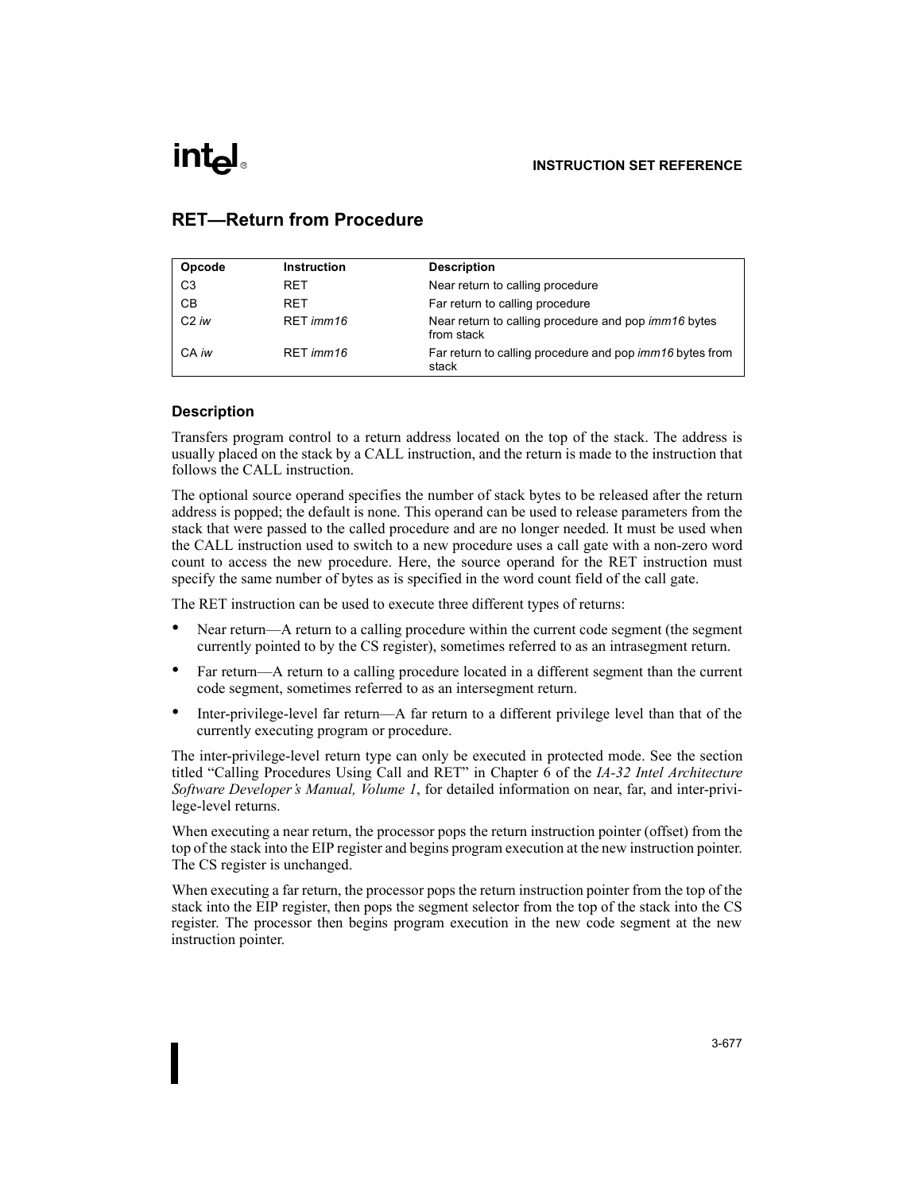## RET—Return from Procedure

| Opcode | Instruction | Description |
|---|---|---|
| C3 | RET | Near return to calling procedure |
| CB | RET | Far return to calling procedure |
| C2 *iw* | RET *imm16* | Near return to calling procedure and pop *imm16* bytes from stack |
| CA *iw* | RET *imm16* | Far return to calling procedure and pop *imm16* bytes from stack |

### Description

Transfers program control to a return address located on the top of the stack. The address is usually placed on the stack by a CALL instruction, and the return is made to the instruction that follows the CALL instruction.

The optional source operand specifies the number of stack bytes to be released after the return address is popped; the default is none. This operand can be used to release parameters from the stack that were passed to the called procedure and are no longer needed. It must be used when the CALL instruction used to switch to a new procedure uses a call gate with a non-zero word count to access the new procedure. Here, the source operand for the RET instruction must specify the same number of bytes as is specified in the word count field of the call gate.

The RET instruction can be used to execute three different types of returns:

- Near return—A return to a calling procedure within the current code segment (the segment currently pointed to by the CS register), sometimes referred to as an intrasegment return.
- Far return—A return to a calling procedure located in a different segment than the current code segment, sometimes referred to as an intersegment return.
- Inter-privilege-level far return—A far return to a different privilege level than that of the currently executing program or procedure.

The inter-privilege-level return type can only be executed in protected mode. See the section titled "Calling Procedures Using Call and RET" in Chapter 6 of the *IA-32 Intel Architecture Software Developer's Manual, Volume 1*, for detailed information on near, far, and inter-privilege-level returns.

When executing a near return, the processor pops the return instruction pointer (offset) from the top of the stack into the EIP register and begins program execution at the new instruction pointer. The CS register is unchanged.

When executing a far return, the processor pops the return instruction pointer from the top of the stack into the EIP register, then pops the segment selector from the top of the stack into the CS register. The processor then begins program execution in the new code segment at the new instruction pointer.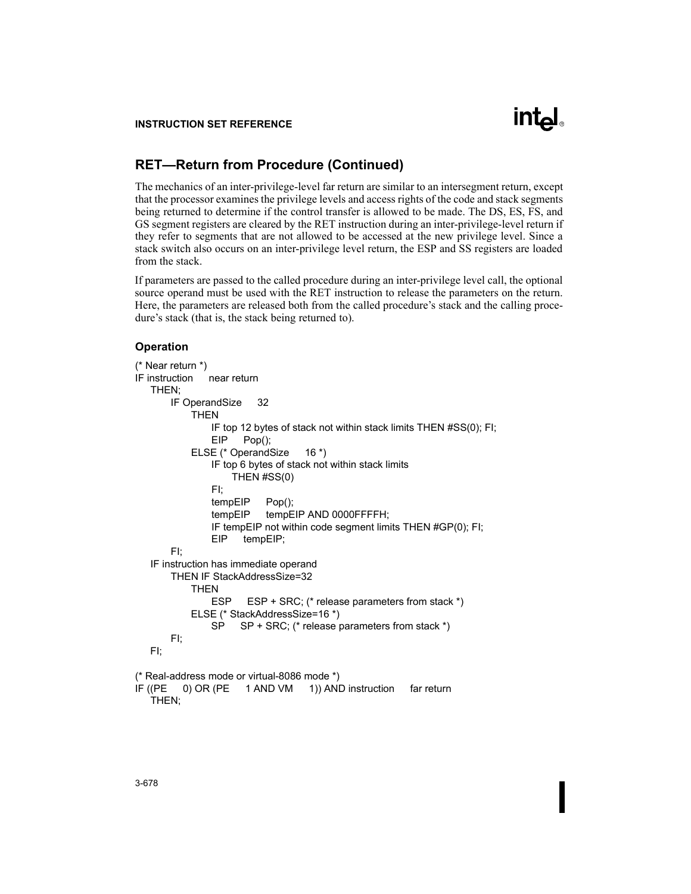## RET—Return from Procedure (Continued)

The mechanics of an inter-privilege-level far return are similar to an intersegment return, except that the processor examines the privilege levels and access rights of the code and stack segments being returned to determine if the control transfer is allowed to be made. The DS, ES, FS, and GS segment registers are cleared by the RET instruction during an inter-privilege-level return if they refer to segments that are not allowed to be accessed at the new privilege level. Since a stack switch also occurs on an inter-privilege level return, the ESP and SS registers are loaded from the stack.

If parameters are passed to the called procedure during an inter-privilege level call, the optional source operand must be used with the RET instruction to release the parameters on the return. Here, the parameters are released both from the called procedure's stack and the calling procedure's stack (that is, the stack being returned to).

### Operation

```
(* Near return *)
IF instruction   near return
   THEN;
      IF OperandSize   32
         THEN
            IF top 12 bytes of stack not within stack limits THEN #SS(0); FI;
            EIP   Pop();
         ELSE (* OperandSize   16 *)
            IF top 6 bytes of stack not within stack limits
               THEN #SS(0)
            FI;
            tempEIP   Pop();
            tempEIP   tempEIP AND 0000FFFFH;
            IF tempEIP not within code segment limits THEN #GP(0); FI;
            EIP   tempEIP;
      FI;
   IF instruction has immediate operand
      THEN IF StackAddressSize=32
         THEN
            ESP   ESP + SRC; (* release parameters from stack *)
         ELSE (* StackAddressSize=16 *)
            SP   SP + SRC; (* release parameters from stack *)
      FI;
   FI;

(* Real-address mode or virtual-8086 mode *)
IF ((PE   0) OR (PE   1 AND VM   1)) AND instruction   far return
   THEN;
```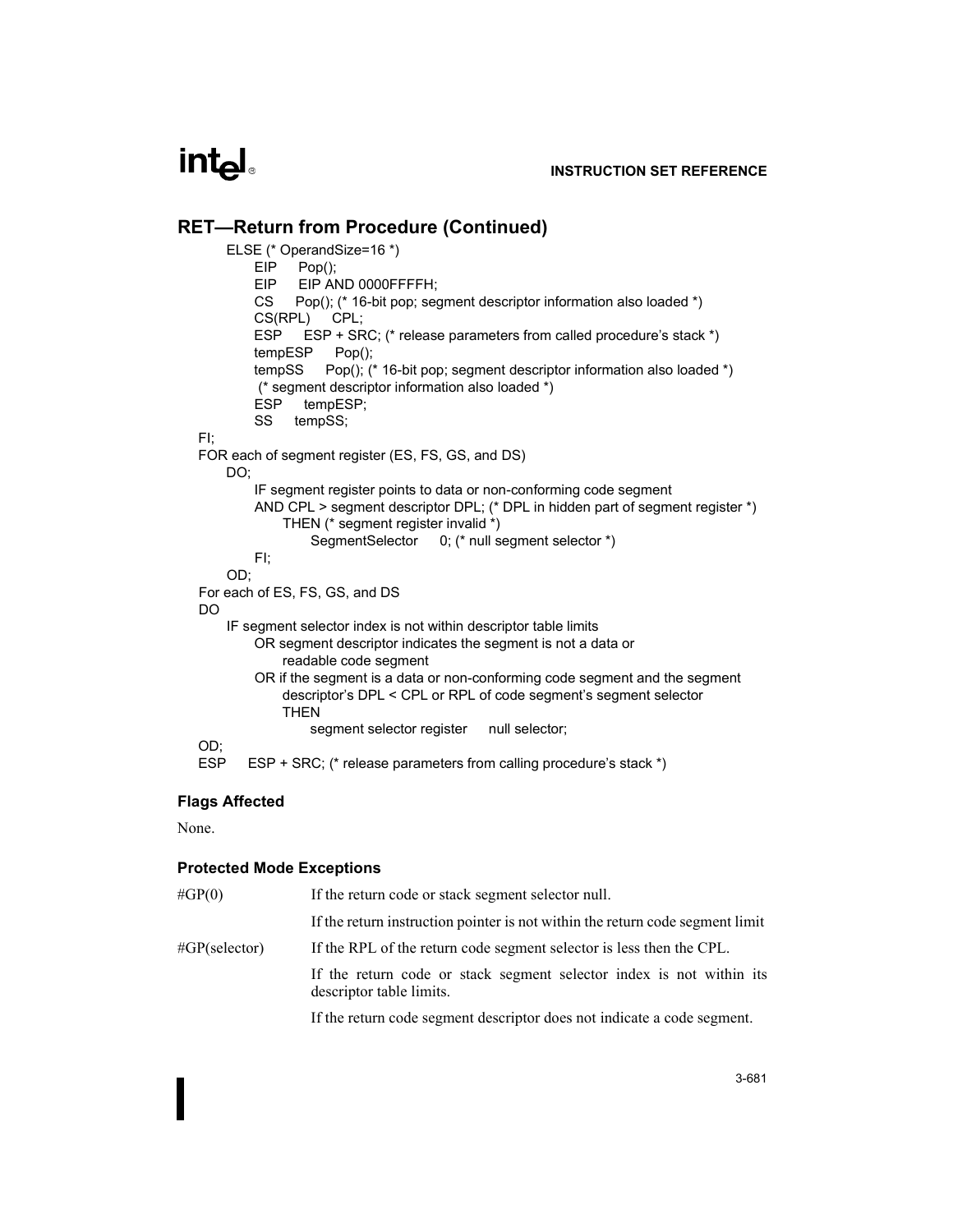## RET—Return from Procedure (Continued)

```
        ELSE (* OperandSize=16 *)
            EIP    Pop();
            EIP    EIP AND 0000FFFFH;
            CS    Pop(); (* 16-bit pop; segment descriptor information also loaded *)
            CS(RPL)    CPL;
            ESP    ESP + SRC; (* release parameters from called procedure's stack *)
            tempESP    Pop();
            tempSS    Pop(); (* 16-bit pop; segment descriptor information also loaded *)
             (* segment descriptor information also loaded *)
            ESP    tempESP;
            SS    tempSS;
    FI;
    FOR each of segment register (ES, FS, GS, and DS)
        DO;
            IF segment register points to data or non-conforming code segment
            AND CPL > segment descriptor DPL; (* DPL in hidden part of segment register *)
                THEN (* segment register invalid *)
                    SegmentSelector    0; (* null segment selector *)
            FI;
        OD;
    For each of ES, FS, GS, and DS
    DO
        IF segment selector index is not within descriptor table limits
            OR segment descriptor indicates the segment is not a data or
                readable code segment
            OR if the segment is a data or non-conforming code segment and the segment
                descriptor's DPL < CPL or RPL of code segment's segment selector
                THEN
                    segment selector register    null selector;
    OD;
    ESP    ESP + SRC; (* release parameters from calling procedure's stack *)
```

### Flags Affected

None.

### Protected Mode Exceptions

| | |
|---|---|
| #GP(0) | If the return code or stack segment selector null. |
| | If the return instruction pointer is not within the return code segment limit |
| #GP(selector) | If the RPL of the return code segment selector is less then the CPL. |
| | If the return code or stack segment selector index is not within its descriptor table limits. |
| | If the return code segment descriptor does not indicate a code segment. |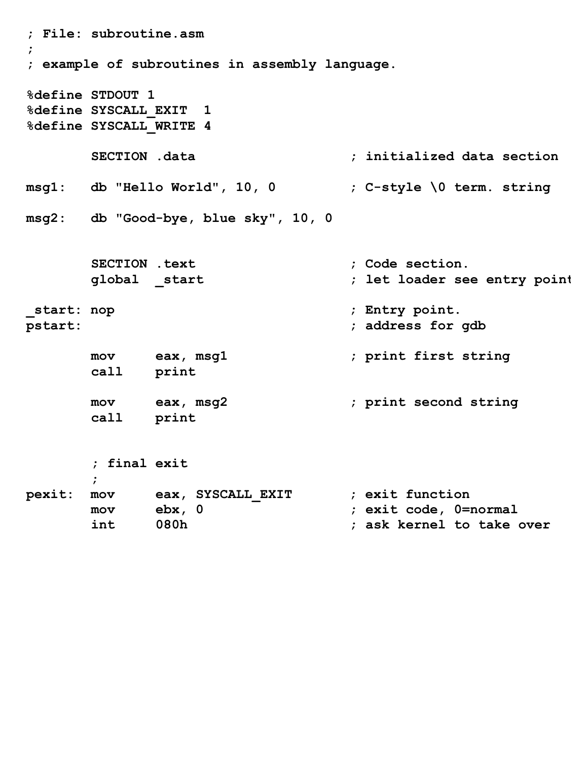```
; File: subroutine.asm
;
; example of subroutines in assembly language.

%define STDOUT 1
%define SYSCALL_EXIT  1
%define SYSCALL_WRITE 4

        SECTION .data                   ; initialized data section

msg1:   db "Hello World", 10, 0         ; C-style \0 term. string

msg2:   db "Good-bye, blue sky", 10, 0


        SECTION .text                   ; Code section.
        global  _start                  ; let loader see entry point

_start: nop                             ; Entry point.
pstart:                                 ; address for gdb

        mov     eax, msg1               ; print first string
        call    print

        mov     eax, msg2               ; print second string
        call    print


        ; final exit
        ;
pexit:  mov     eax, SYSCALL_EXIT       ; exit function
        mov     ebx, 0                  ; exit code, 0=normal
        int     080h                    ; ask kernel to take over
```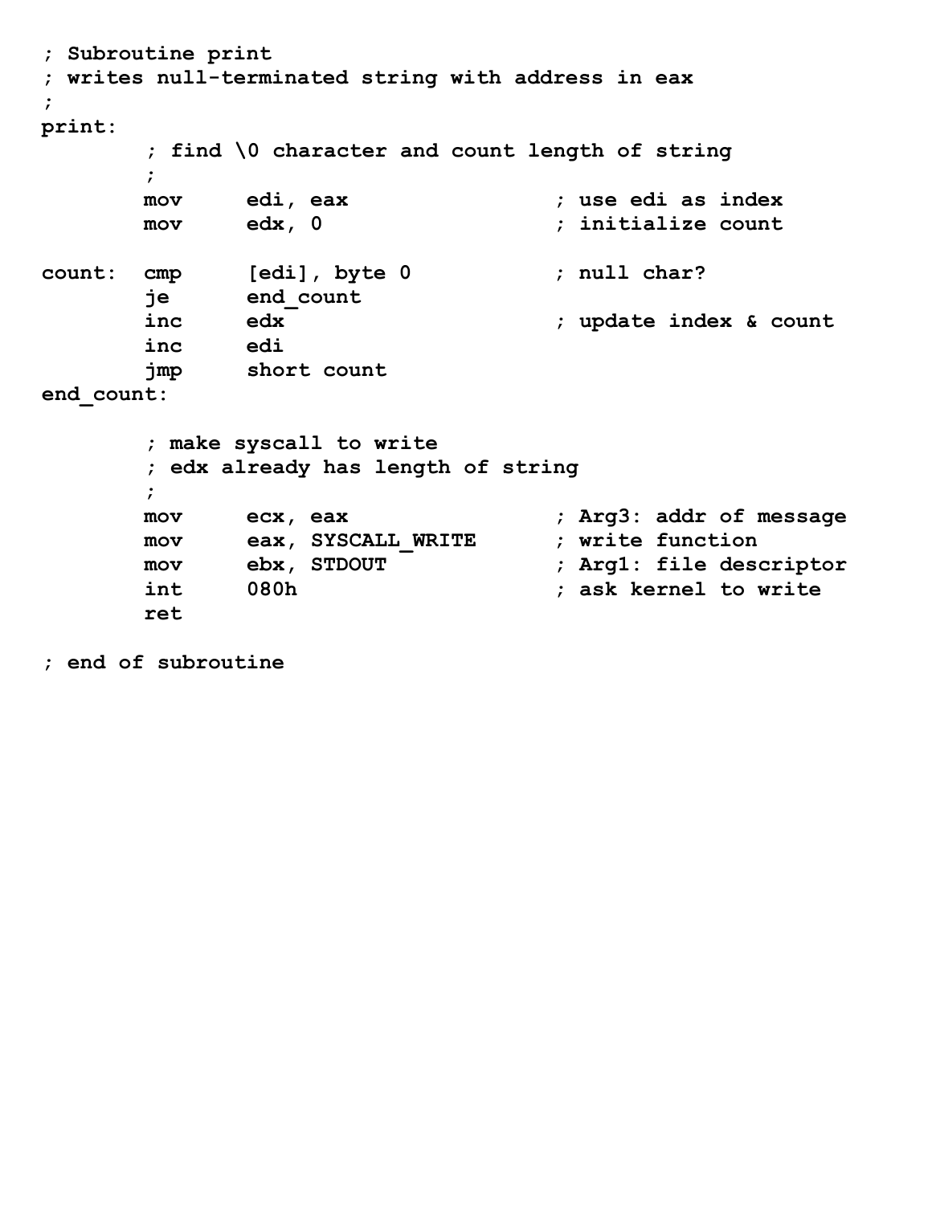```
; Subroutine print
; writes null-terminated string with address in eax
;
print:
        ; find \0 character and count length of string
        ;
        mov     edi, eax                ; use edi as index
        mov     edx, 0                  ; initialize count

count:  cmp     [edi], byte 0           ; null char?
        je      end_count
        inc     edx                     ; update index & count
        inc     edi
        jmp     short count
end_count:

        ; make syscall to write
        ; edx already has length of string
        ;
        mov     ecx, eax                ; Arg3: addr of message
        mov     eax, SYSCALL_WRITE      ; write function
        mov     ebx, STDOUT             ; Arg1: file descriptor
        int     080h                    ; ask kernel to write
        ret

; end of subroutine
```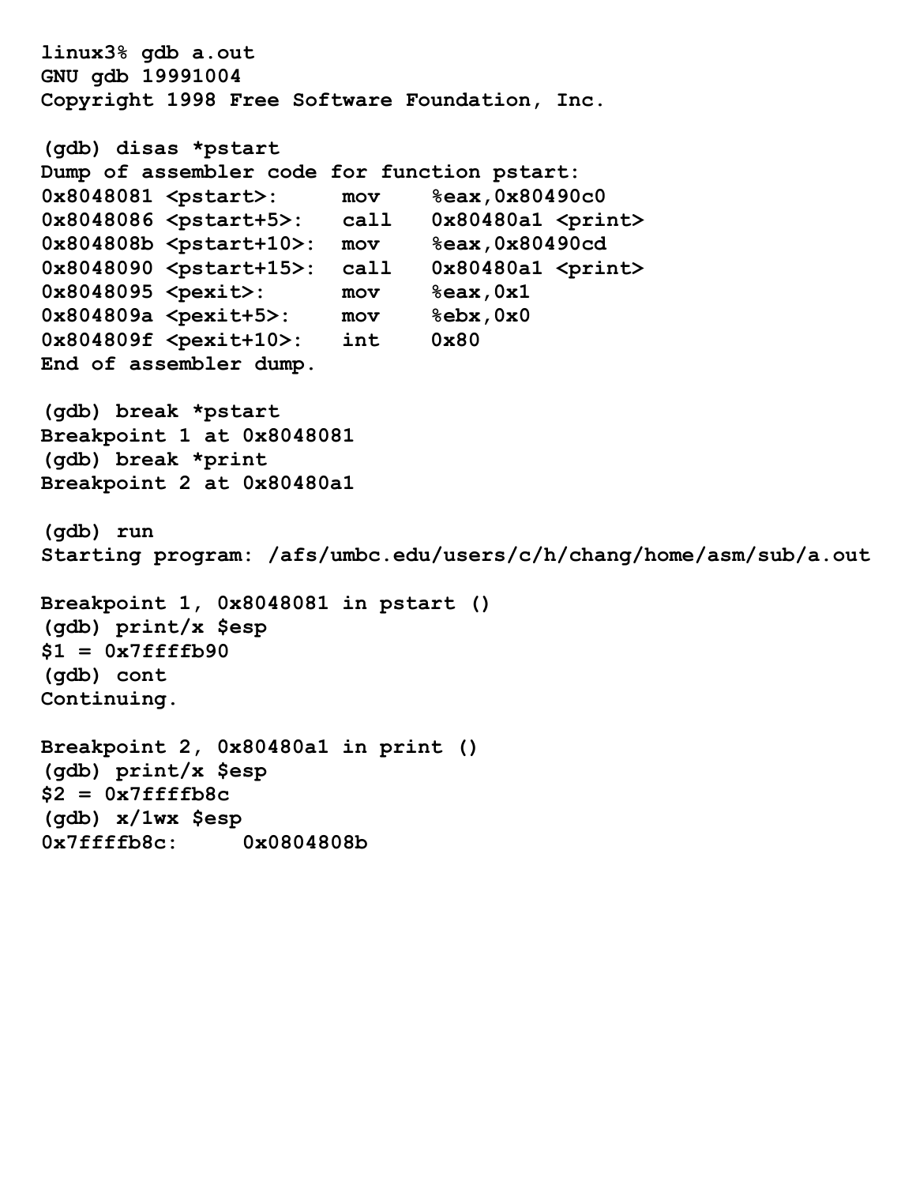```
linux3% gdb a.out
GNU gdb 19991004
Copyright 1998 Free Software Foundation, Inc.

(gdb) disas *pstart
Dump of assembler code for function pstart:
0x8048081 <pstart>:     mov    %eax,0x80490c0
0x8048086 <pstart+5>:   call   0x80480a1 <print>
0x804808b <pstart+10>:  mov    %eax,0x80490cd
0x8048090 <pstart+15>:  call   0x80480a1 <print>
0x8048095 <pexit>:      mov    %eax,0x1
0x804809a <pexit+5>:    mov    %ebx,0x0
0x804809f <pexit+10>:   int    0x80
End of assembler dump.

(gdb) break *pstart
Breakpoint 1 at 0x8048081
(gdb) break *print
Breakpoint 2 at 0x80480a1

(gdb) run
Starting program: /afs/umbc.edu/users/c/h/chang/home/asm/sub/a.out

Breakpoint 1, 0x8048081 in pstart ()
(gdb) print/x $esp
$1 = 0x7ffffb90
(gdb) cont
Continuing.

Breakpoint 2, 0x80480a1 in print ()
(gdb) print/x $esp
$2 = 0x7ffffb8c
(gdb) x/1wx $esp
0x7ffffb8c:     0x0804808b
```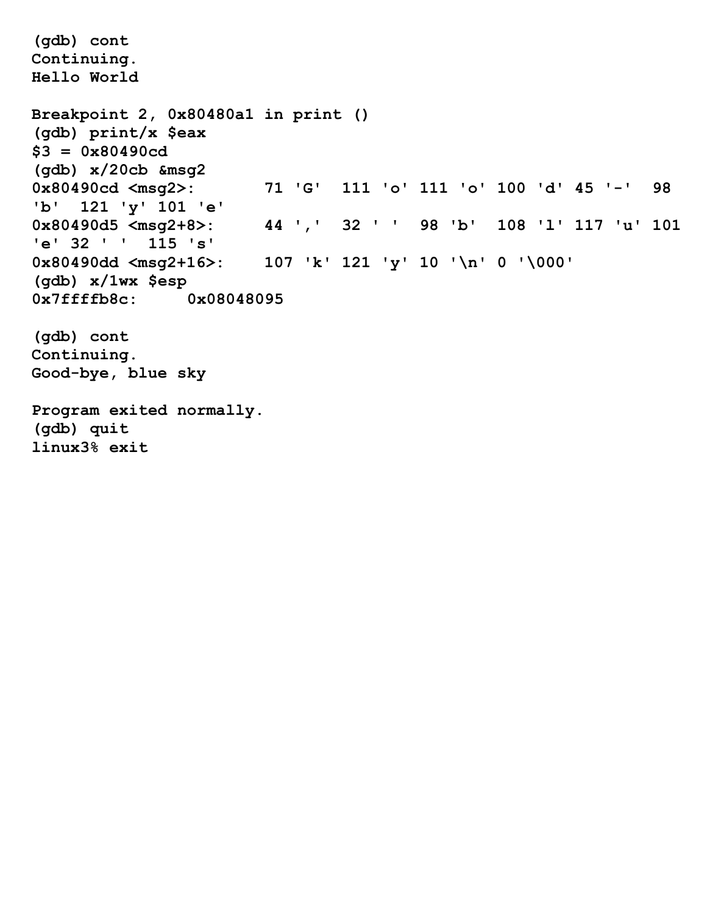```
(gdb) cont
Continuing.
Hello World

Breakpoint 2, 0x80480a1 in print ()
(gdb) print/x $eax
$3 = 0x80490cd
(gdb) x/20cb &msg2
0x80490cd <msg2>:       71 'G'  111 'o' 111 'o' 100 'd' 45 '-'  98
'b'  121 'y' 101 'e'
0x80490d5 <msg2+8>:     44 ','  32 ' '  98 'b'  108 'l' 117 'u' 101
'e' 32 ' '  115 's'
0x80490dd <msg2+16>:    107 'k' 121 'y' 10 '\n' 0 '\000'
(gdb) x/1wx $esp
0x7ffffb8c:     0x08048095

(gdb) cont
Continuing.
Good-bye, blue sky

Program exited normally.
(gdb) quit
linux3% exit
```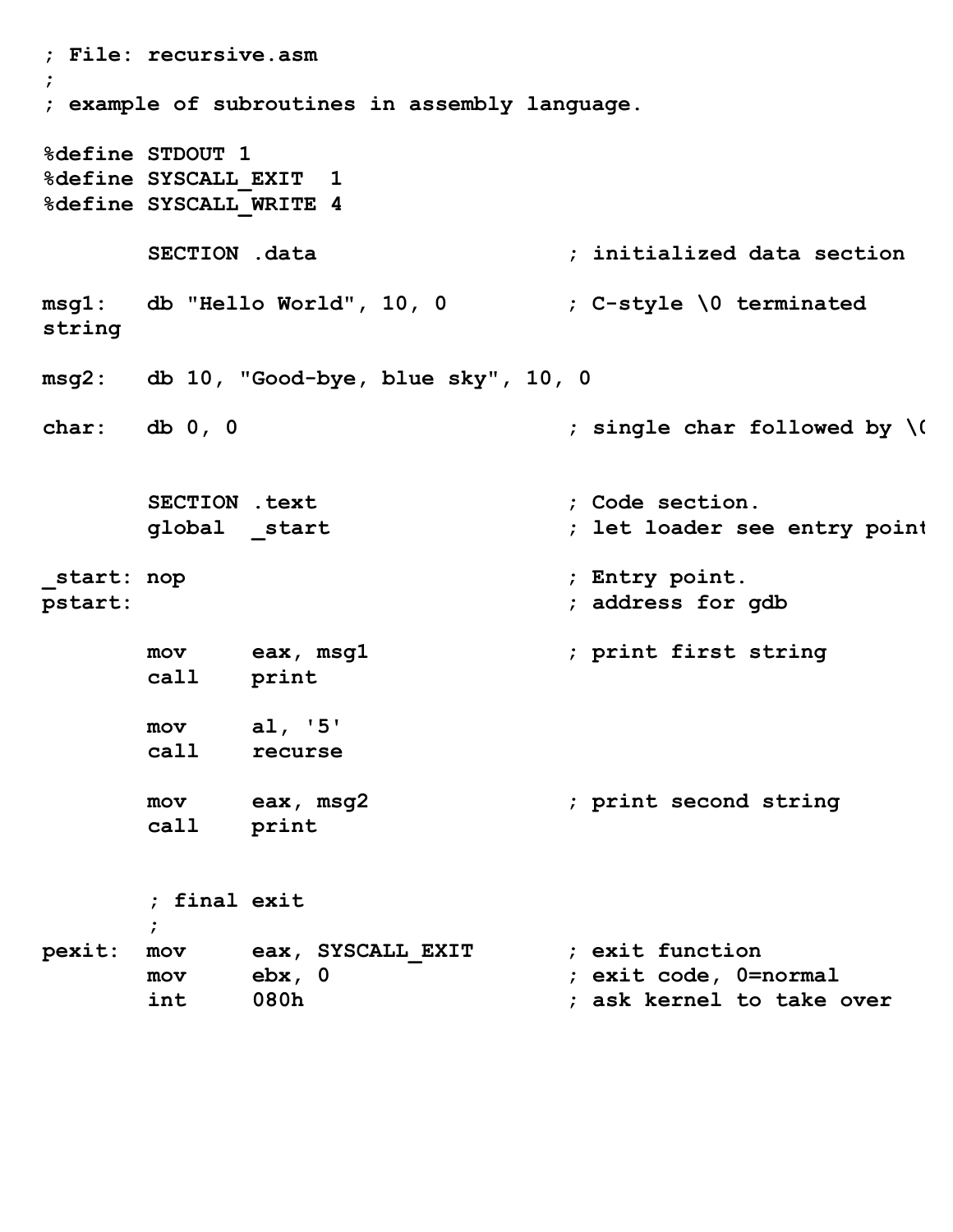```
; File: recursive.asm
;
; example of subroutines in assembly language.

%define STDOUT 1
%define SYSCALL_EXIT  1
%define SYSCALL_WRITE 4

        SECTION .data                       ; initialized data section

msg1:   db "Hello World", 10, 0             ; C-style \0 terminated
string

msg2:   db 10, "Good-bye, blue sky", 10, 0

char:   db 0, 0                             ; single char followed by \(


        SECTION .text                       ; Code section.
        global  _start                      ; let loader see entry point

_start: nop                                 ; Entry point.
pstart:                                     ; address for gdb

        mov     eax, msg1                   ; print first string
        call    print

        mov     al, '5'
        call    recurse

        mov     eax, msg2                   ; print second string
        call    print


        ; final exit
        ;
pexit:  mov     eax, SYSCALL_EXIT           ; exit function
        mov     ebx, 0                      ; exit code, 0=normal
        int     080h                        ; ask kernel to take over
```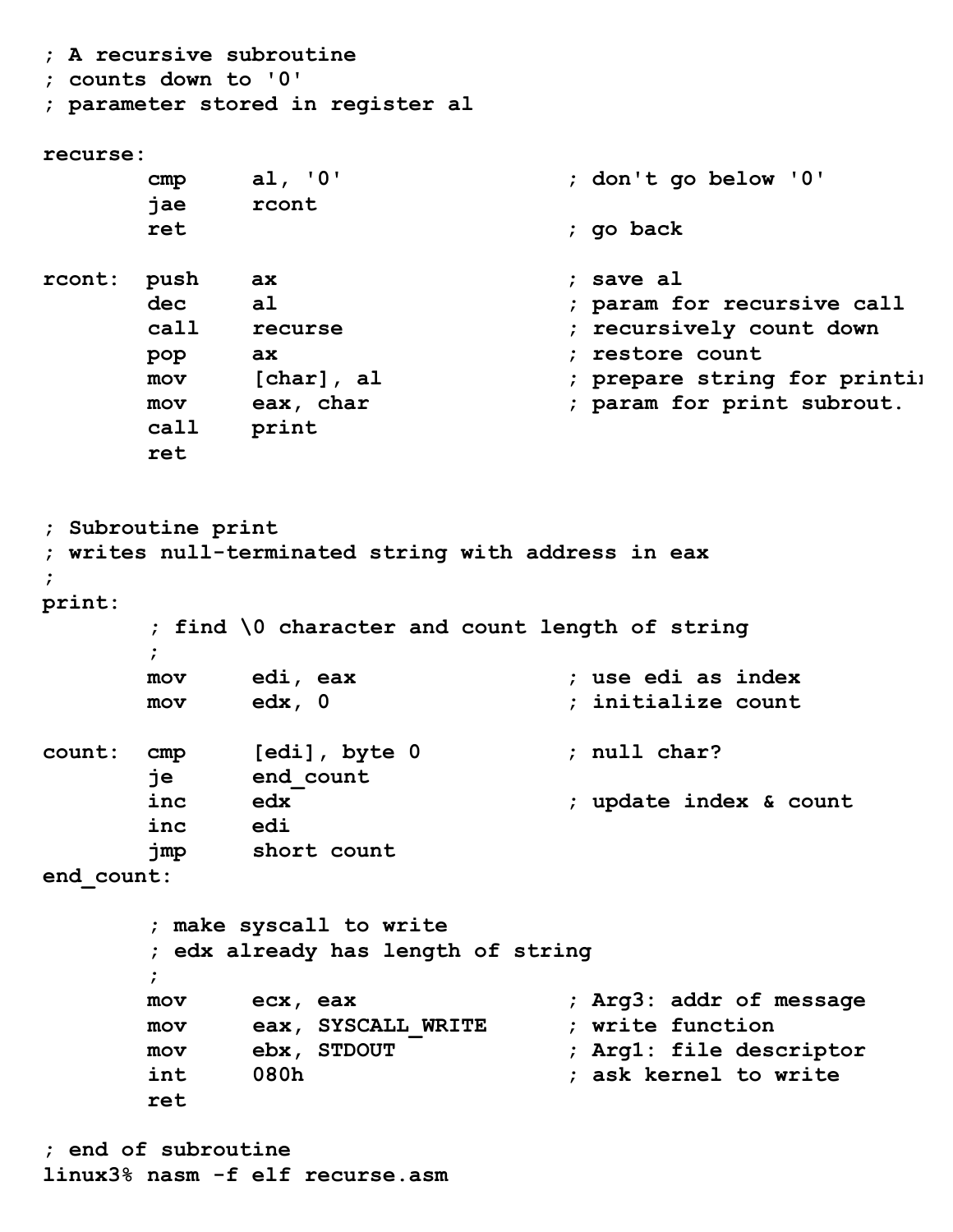```
; A recursive subroutine
; counts down to '0'
; parameter stored in register al

recurse:
        cmp     al, '0'                 ; don't go below '0'
        jae     rcont
        ret                             ; go back

rcont:  push    ax                      ; save al
        dec     al                      ; param for recursive call
        call    recurse                 ; recursively count down
        pop     ax                      ; restore count
        mov     [char], al              ; prepare string for printi
        mov     eax, char               ; param for print subrout.
        call    print
        ret


; Subroutine print
; writes null-terminated string with address in eax
;
print:
        ; find \0 character and count length of string
        ;
        mov     edi, eax                ; use edi as index
        mov     edx, 0                  ; initialize count

count:  cmp     [edi], byte 0           ; null char?
        je      end_count
        inc     edx                     ; update index & count
        inc     edi
        jmp     short count
end_count:

        ; make syscall to write
        ; edx already has length of string
        ;
        mov     ecx, eax                ; Arg3: addr of message
        mov     eax, SYSCALL_WRITE      ; write function
        mov     ebx, STDOUT             ; Arg1: file descriptor
        int     080h                    ; ask kernel to write
        ret

; end of subroutine
linux3% nasm -f elf recurse.asm
```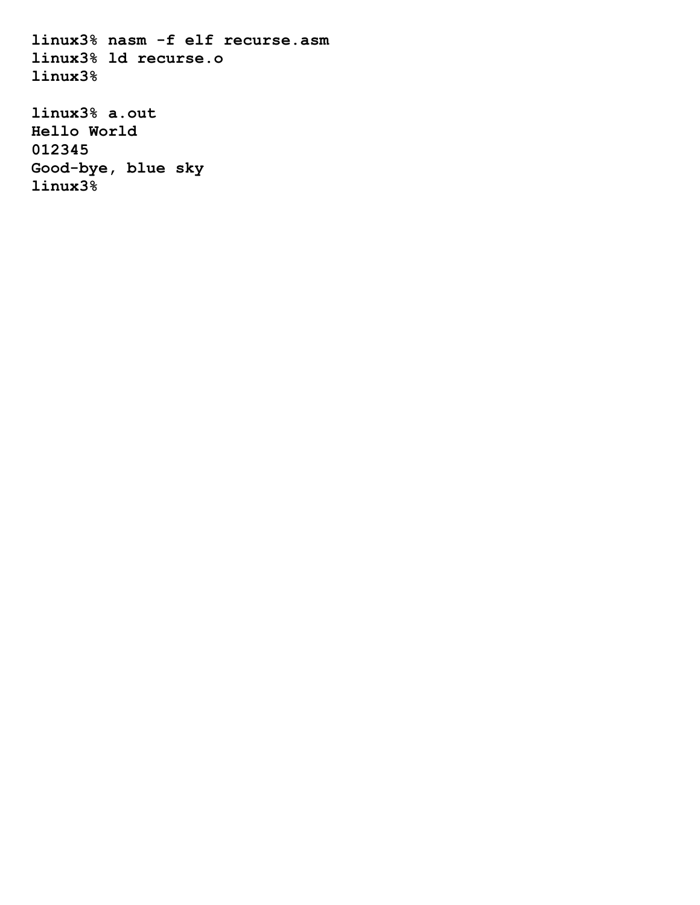```
linux3% nasm -f elf recurse.asm
linux3% ld recurse.o
linux3%

linux3% a.out
Hello World
012345
Good-bye, blue sky
linux3%
```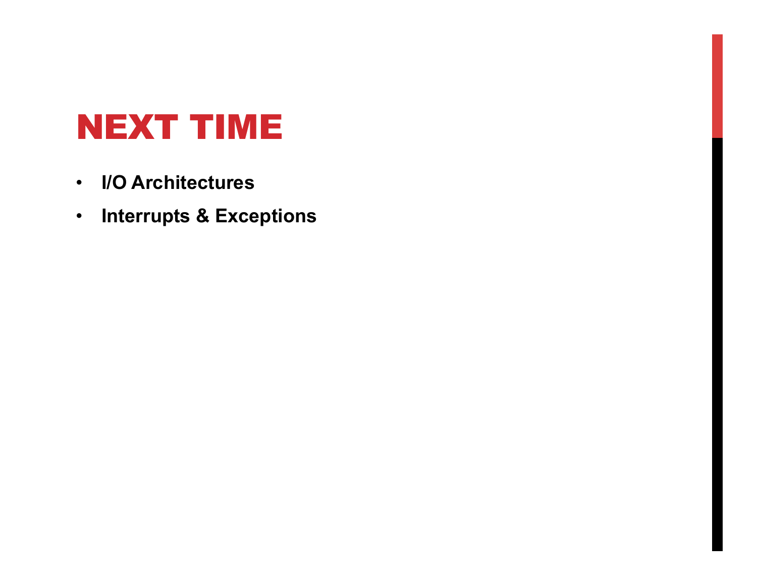# NEXT TIME

- **I/O Architectures**
- **Interrupts & Exceptions**